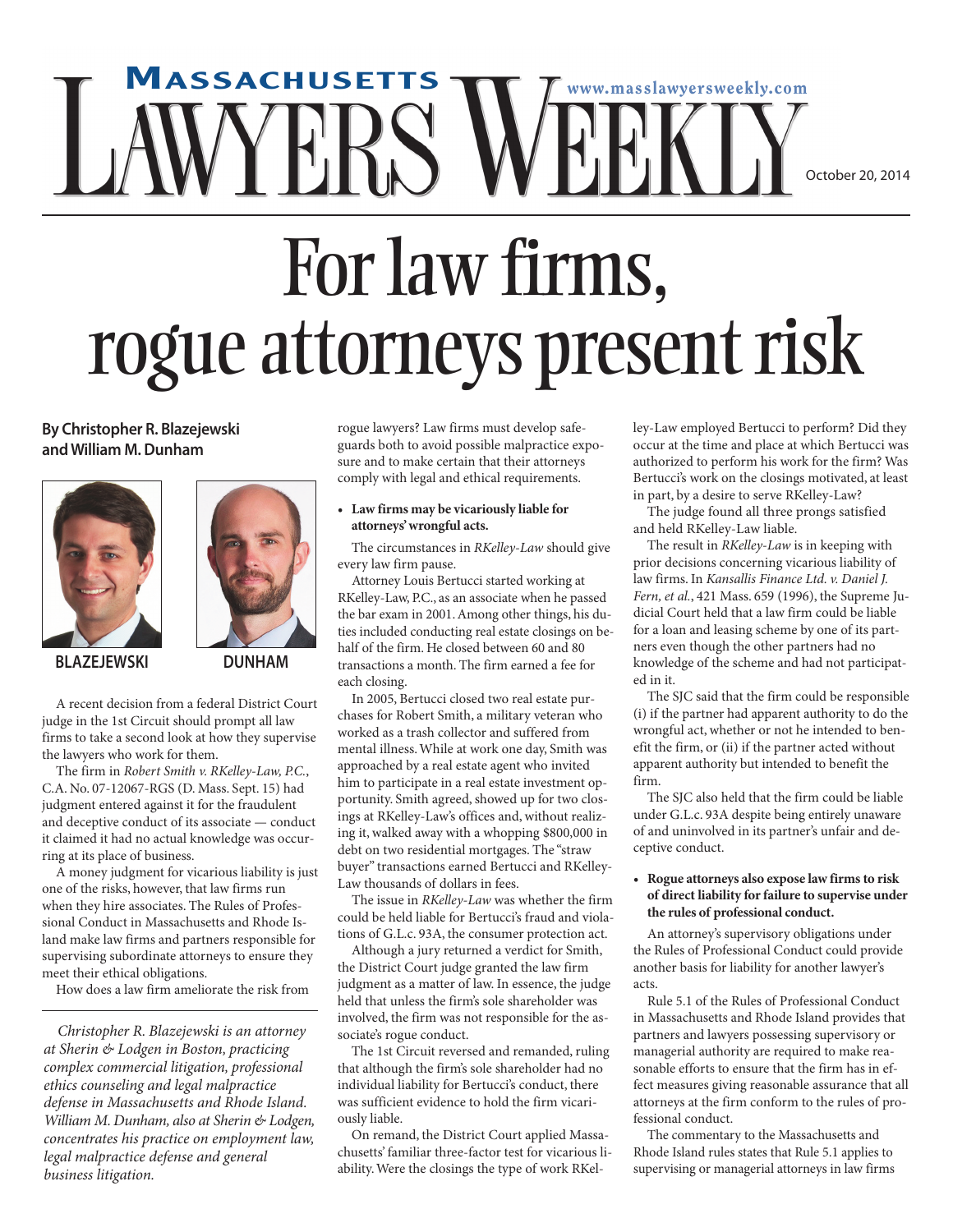# For law firms, rogue attorneys present risk

**By Christopher R. Blazejewski and William M. Dunham**

BLAZEJEWSKI DUNHAM

A recent decision from a federal District Court judge in the 1st Circuit should prompt all law firms to take a second look at how they supervise the lawyers who work for them.

The firm in *Robert Smith v. RKelley-Law, P.C.*, C.A. No. 07-12067-RGS (D. Mass. Sept. 15) had judgment entered against it for the fraudulent and deceptive conduct of its associate — conduct it claimed it had no actual knowledge was occurring at its place of business.

A money judgment for vicarious liability is just one of the risks, however, that law firms run when they hire associates. The Rules of Professional Conduct in Massachusetts and Rhode Island make law firms and partners responsible for supervising subordinate attorneys to ensure they meet their ethical obligations.

How does a law firm ameliorate the risk from rogue lawyers? Law firms must develop safeguards both to avoid possible malpractice exposure and to make certain that their attorneys comply with legal and ethical requirements.

*Christopher R. Blazejewski is an attorney at Sherin & Lodgen in Boston, practicing complex commercial litigation, professional ethics counseling and legal malpractice defense in Massachusetts and Rhode Island. William M. Dunham, also at Sherin & Lodgen, concentrates his practice on employment law, legal malpractice defense and general business litigation.*

- **Law firms may be vicariously liable for attorneys' wrongful acts.**

The circumstances in *RKelley-Law* should give every law firm pause.

Attorney Louis Bertucci started working at RKelley-Law, P.C., as an associate when he passed the bar exam in 2001. Among other things, his duties included conducting real estate closings on behalf of the firm. He closed between 60 and 80 transactions a month. The firm earned a fee for each closing.

In 2005, Bertucci closed two real estate purchases for Robert Smith, a military veteran who worked as a trash collector and suffered from mental illness. While at work one day, Smith was approached by a real estate agent who invited him to participate in a real estate investment opportunity. Smith agreed, showed up for two closings at RKelley-Law's offices and, without realizing it, walked away with a whopping $800,000 in debt on two residential mortgages. The "straw buyer" transactions earned Bertucci and RKelley-Law thousands of dollars in fees.

The issue in *RKelley-Law* was whether the firm could be held liable for Bertucci's fraud and violations of G.L.c. 93A, the consumer protection act.

Although a jury returned a verdict for Smith, the District Court judge granted the law firm judgment as a matter of law. In essence, the judge held that unless the firm's sole shareholder was involved, the firm was not responsible for the associate's rogue conduct.

The 1st Circuit reversed and remanded, ruling that although the firm's sole shareholder had no individual liability for Bertucci's conduct, there was sufficient evidence to hold the firm vicariously liable.

On remand, the District Court applied Massachusetts' familiar three-factor test for vicarious liability. Were the closings the type of work RKelley-Law employed Bertucci to perform? Did they occur at the time and place at which Bertucci was authorized to perform his work for the firm? Was Bertucci's work on the closings motivated, at least in part, by a desire to serve RKelley-Law?

The judge found all three prongs satisfied and held RKelley-Law liable.

The result in *RKelley-Law* is in keeping with prior decisions concerning vicarious liability of law firms. In *Kansallis Finance Ltd. v. Daniel J. Fern, et al.*, 421 Mass. 659 (1996), the Supreme Judicial Court held that a law firm could be liable for a loan and leasing scheme by one of its partners even though the other partners had no knowledge of the scheme and had not participated in it.

The SJC said that the firm could be responsible (i) if the partner had apparent authority to do the wrongful act, whether or not he intended to benefit the firm, or (ii) if the partner acted without apparent authority but intended to benefit the firm.

The SJC also held that the firm could be liable under G.L.c. 93A despite being entirely unaware of and uninvolved in its partner's unfair and deceptive conduct.

- **Rogue attorneys also expose law firms to risk of direct liability for failure to supervise under the rules of professional conduct.**

An attorney's supervisory obligations under the Rules of Professional Conduct could provide another basis for liability for another lawyer's acts.

Rule 5.1 of the Rules of Professional Conduct in Massachusetts and Rhode Island provides that partners and lawyers possessing supervisory or managerial authority are required to make reasonable efforts to ensure that the firm has in effect measures giving reasonable assurance that all attorneys at the firm conform to the rules of professional conduct.

The commentary to the Massachusetts and Rhode Island rules states that Rule 5.1 applies to supervising or managerial attorneys in law firms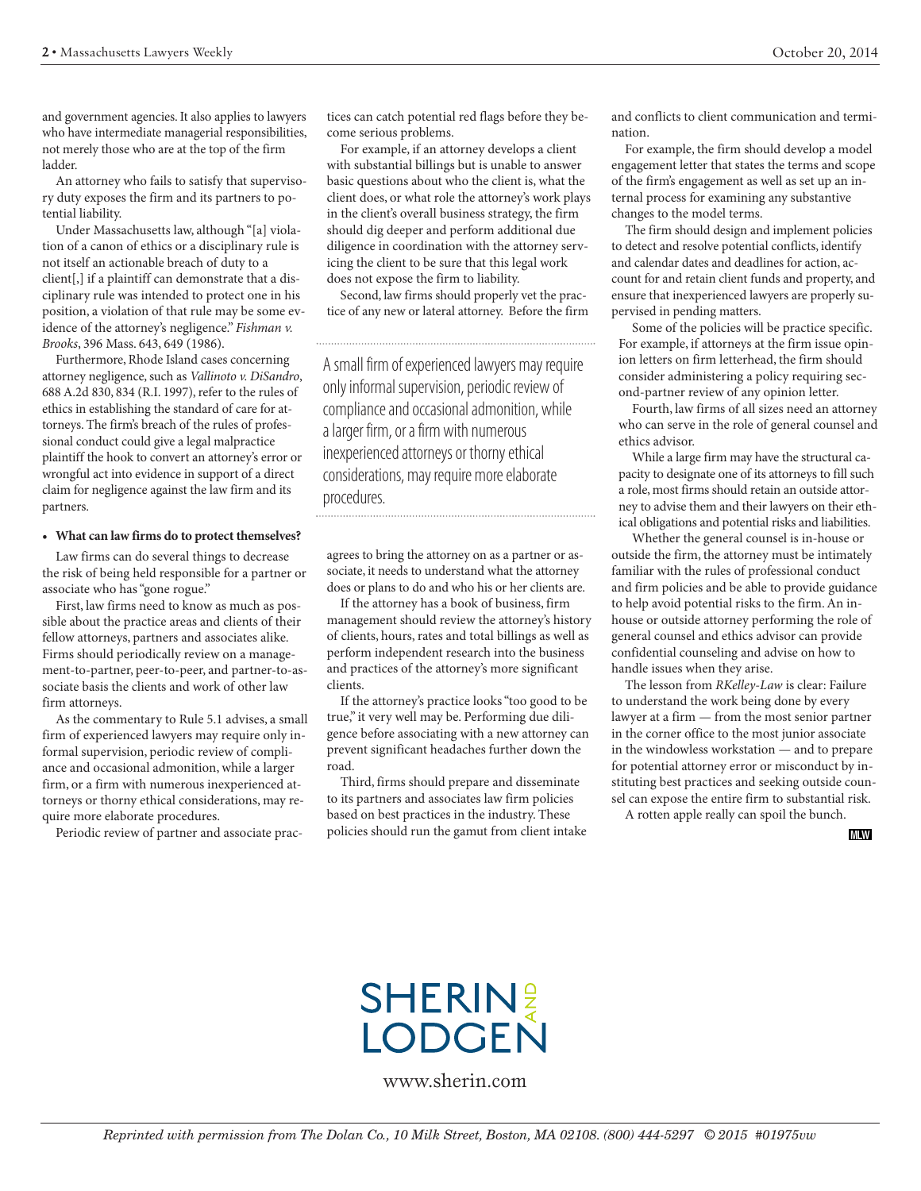and government agencies. It also applies to lawyers who have intermediate managerial responsibilities, not merely those who are at the top of the firm ladder.

An attorney who fails to satisfy that supervisory duty exposes the firm and its partners to potential liability.

Under Massachusetts law, although "[a] violation of a canon of ethics or a disciplinary rule is not itself an actionable breach of duty to a client[,] if a plaintiff can demonstrate that a disciplinary rule was intended to protect one in his position, a violation of that rule may be some evidence of the attorney's negligence." *Fishman v. Brooks*, 396 Mass. 643, 649 (1986).

Furthermore, Rhode Island cases concerning attorney negligence, such as *Vallinoto v. DiSandro*, 688 A.2d 830, 834 (R.I. 1997), refer to the rules of ethics in establishing the standard of care for attorneys. The firm's breach of the rules of professional conduct could give a legal malpractice plaintiff the hook to convert an attorney's error or wrongful act into evidence in support of a direct claim for negligence against the law firm and its partners.

- **What can law firms do to protect themselves?**

Law firms can do several things to decrease the risk of being held responsible for a partner or associate who has "gone rogue."

First, law firms need to know as much as possible about the practice areas and clients of their fellow attorneys, partners and associates alike. Firms should periodically review on a management-to-partner, peer-to-peer, and partner-to-associate basis the clients and work of other law firm attorneys.

As the commentary to Rule 5.1 advises, a small firm of experienced lawyers may require only informal supervision, periodic review of compliance and occasional admonition, while a larger firm, or a firm with numerous inexperienced attorneys or thorny ethical considerations, may require more elaborate procedures.

Periodic review of partner and associate practices can catch potential red flags before they become serious problems.

For example, if an attorney develops a client with substantial billings but is unable to answer basic questions about who the client is, what the client does, or what role the attorney's work plays in the client's overall business strategy, the firm should dig deeper and perform additional due diligence in coordination with the attorney servicing the client to be sure that this legal work does not expose the firm to liability.

Second, law firms should properly vet the practice of any new or lateral attorney. Before the firm agrees to bring the attorney on as a partner or associate, it needs to understand what the attorney does or plans to do and who his or her clients are.

> A small firm of experienced lawyers may require only informal supervision, periodic review of compliance and occasional admonition, while a larger firm, or a firm with numerous inexperienced attorneys or thorny ethical considerations, may require more elaborate procedures.

If the attorney has a book of business, firm management should review the attorney's history of clients, hours, rates and total billings as well as perform independent research into the business and practices of the attorney's more significant clients.

If the attorney's practice looks "too good to be true," it very well may be. Performing due diligence before associating with a new attorney can prevent significant headaches further down the road.

Third, firms should prepare and disseminate to its partners and associates law firm policies based on best practices in the industry. These policies should run the gamut from client intake and conflicts to client communication and termination.

For example, the firm should develop a model engagement letter that states the terms and scope of the firm's engagement as well as set up an internal process for examining any substantive changes to the model terms.

The firm should design and implement policies to detect and resolve potential conflicts, identify and calendar dates and deadlines for action, account for and retain client funds and property, and ensure that inexperienced lawyers are properly supervised in pending matters.

Some of the policies will be practice specific. For example, if attorneys at the firm issue opinion letters on firm letterhead, the firm should consider administering a policy requiring second-partner review of any opinion letter.

Fourth, law firms of all sizes need an attorney who can serve in the role of general counsel and ethics advisor.

While a large firm may have the structural capacity to designate one of its attorneys to fill such a role, most firms should retain an outside attorney to advise them and their lawyers on their ethical obligations and potential risks and liabilities.

Whether the general counsel is in-house or outside the firm, the attorney must be intimately familiar with the rules of professional conduct and firm policies and be able to provide guidance to help avoid potential risks to the firm. An in-house or outside attorney performing the role of general counsel and ethics advisor can provide confidential counseling and advise on how to handle issues when they arise.

The lesson from *RKelley-Law* is clear: Failure to understand the work being done by every lawyer at a firm — from the most senior partner in the corner office to the most junior associate in the windowless workstation — and to prepare for potential attorney error or misconduct by instituting best practices and seeking outside counsel can expose the entire firm to substantial risk.

A rotten apple really can spoil the bunch.

MLW

SHERIN AND LODGEN

www.sherin.com

*Reprinted with permission from The Dolan Co., 10 Milk Street, Boston, MA 02108. (800) 444-5297 © 2015 #01975vw*